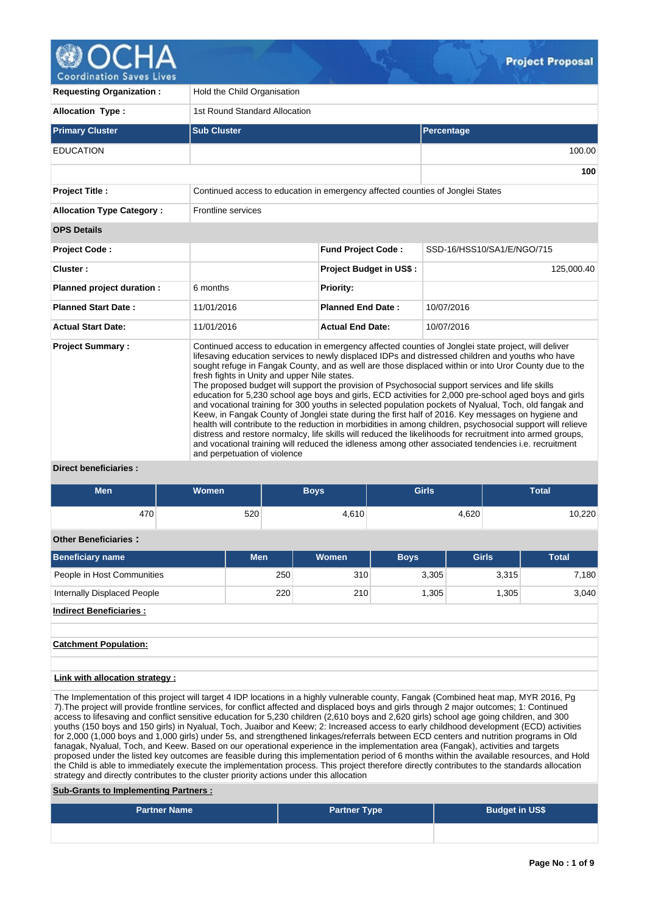# OCHA Coordination Saves Lives — Project Proposal

| | |
|---|---|
| **Requesting Organization :** | Hold the Child Organisation |
| **Allocation Type :** | 1st Round Standard Allocation |

| Primary Cluster | Sub Cluster | Percentage |
|---|---|---|
| EDUCATION | | 100.00 |
| | | **100** |

| | |
|---|---|
| **Project Title :** | Continued access to education in emergency affected counties of Jonglei States |
| **Allocation Type Category :** | Frontline services |

**OPS Details**

| | | | |
|---|---|---|---|
| **Project Code :** | | **Fund Project Code :** | SSD-16/HSS10/SA1/E/NGO/715 |
| **Cluster :** | | **Project Budget in US$ :** | 125,000.40 |
| **Planned project duration :** | 6 months | **Priority:** | |
| **Planned Start Date :** | 11/01/2016 | **Planned End Date :** | 10/07/2016 |
| **Actual Start Date:** | 11/01/2016 | **Actual End Date:** | 10/07/2016 |

**Project Summary :**

Continued access to education in emergency affected counties of Jonglei state project, will deliver lifesaving education services to newly displaced IDPs and distressed children and youths who have sought refuge in Fangak County, and as well are those displaced within or into Uror County due to the fresh fights in Unity and upper Nile states.
The proposed budget will support the provision of Psychosocial support services and life skills education for 5,230 school age boys and girls, ECD activities for 2,000 pre-school aged boys and girls and vocational training for 300 youths in selected population pockets of Nyalual, Toch, old fangak and Keew, in Fangak County of Jonglei state during the first half of 2016. Key messages on hygiene and health will contribute to the reduction in morbidities in among children, psychosocial support will relieve distress and restore normalcy, life skills will reduced the likelihoods for recruitment into armed groups, and vocational training will reduced the idleness among other associated tendencies i.e. recruitment and perpetuation of violence

**Direct beneficiaries :**

| Men | Women | Boys | Girls | Total |
|---|---|---|---|---|
| 470 | 520 | 4,610 | 4,620 | 10,220 |

**Other Beneficiaries :**

| Beneficiary name | Men | Women | Boys | Girls | Total |
|---|---|---|---|---|---|
| People in Host Communities | 250 | 310 | 3,305 | 3,315 | 7,180 |
| Internally Displaced People | 220 | 210 | 1,305 | 1,305 | 3,040 |

**Indirect Beneficiaries :**

**Catchment Population:**

**Link with allocation strategy :**

The Implementation of this project will target 4 IDP locations in a highly vulnerable county, Fangak (Combined heat map, MYR 2016, Pg 7).The project will provide frontline services, for conflict affected and displaced boys and girls through 2 major outcomes; 1: Continued access to lifesaving and conflict sensitive education for 5,230 children (2,610 boys and 2,620 girls) school age going children, and 300 youths (150 boys and 150 girls) in Nyalual, Toch, Juaibor and Keew; 2: Increased access to early childhood development (ECD) activities for 2,000 (1,000 boys and 1,000 girls) under 5s, and strengthened linkages/referrals between ECD centers and nutrition programs in Old fanagak, Nyalual, Toch, and Keew. Based on our operational experience in the implementation area (Fangak), activities and targets proposed under the listed key outcomes are feasible during this implementation period of 6 months within the available resources, and Hold the Child is able to immediately execute the implementation process. This project therefore directly contributes to the standards allocation strategy and directly contributes to the cluster priority actions under this allocation

**Sub-Grants to Implementing Partners :**

| Partner Name | Partner Type | Budget in US$ |
|---|---|---|
| | | |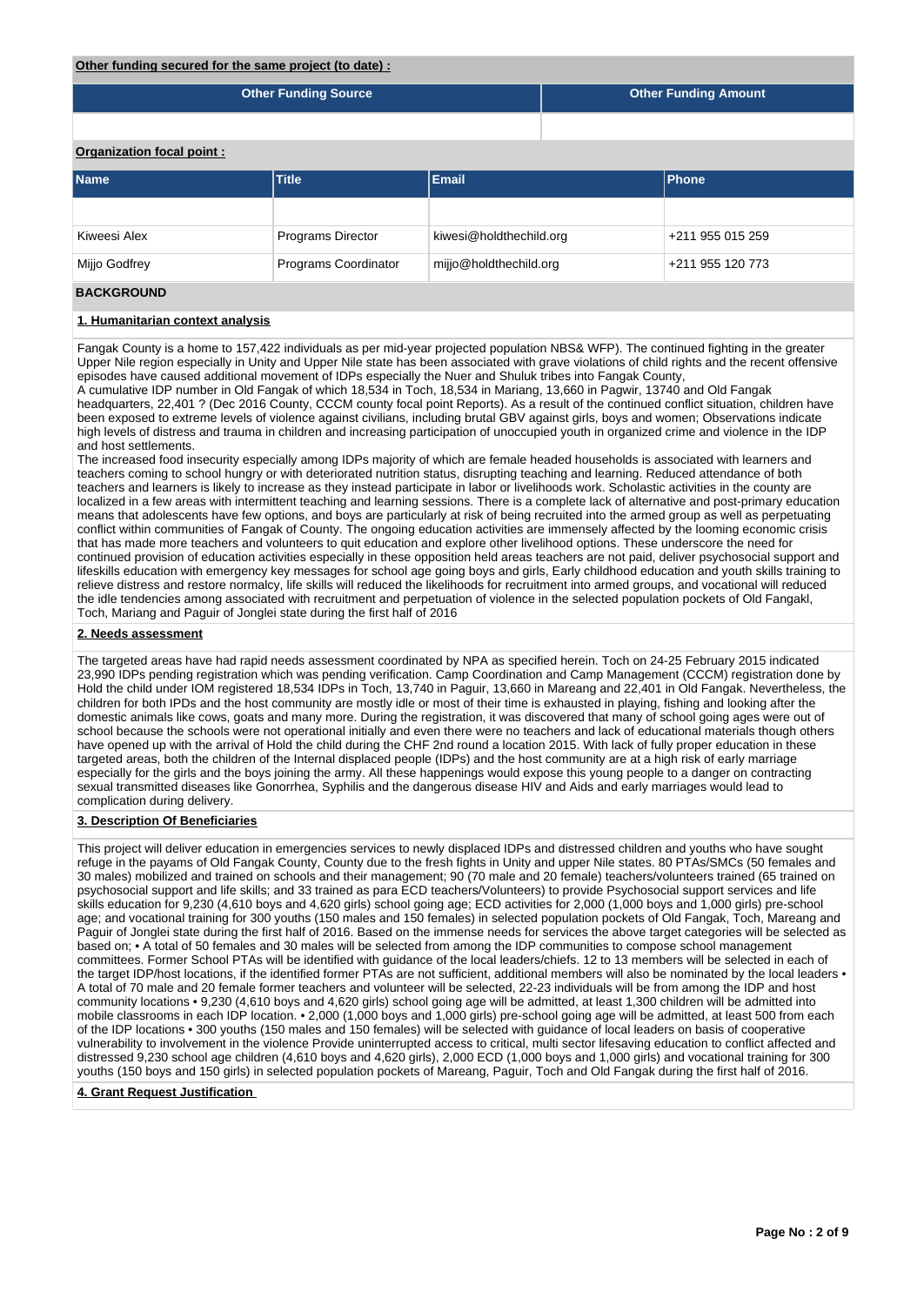**Other funding secured for the same project (to date) :**

| Other Funding Source | Other Funding Amount |
| --- | --- |
| | |

**Organization focal point :**

| Name | Title | Email | Phone |
| --- | --- | --- | --- |
| | | | |
| Kiweesi Alex | Programs Director | kiwesi@holdthechild.org | +211 955 015 259 |
| Mijjo Godfrey | Programs Coordinator | mijjo@holdthechild.org | +211 955 120 773 |

## BACKGROUND

### 1. Humanitarian context analysis

Fangak County is a home to 157,422 individuals as per mid-year projected population NBS& WFP). The continued fighting in the greater Upper Nile region especially in Unity and Upper Nile state has been associated with grave violations of child rights and the recent offensive episodes have caused additional movement of IDPs especially the Nuer and Shuluk tribes into Fangak County,
A cumulative IDP number in Old Fangak of which 18,534 in Toch, 18,534 in Mariang, 13,660 in Pagwir, 13740 and Old Fangak headquarters, 22,401 ? (Dec 2016 County, CCCM county focal point Reports). As a result of the continued conflict situation, children have been exposed to extreme levels of violence against civilians, including brutal GBV against girls, boys and women; Observations indicate high levels of distress and trauma in children and increasing participation of unoccupied youth in organized crime and violence in the IDP and host settlements.
The increased food insecurity especially among IDPs majority of which are female headed households is associated with learners and teachers coming to school hungry or with deteriorated nutrition status, disrupting teaching and learning. Reduced attendance of both teachers and learners is likely to increase as they instead participate in labor or livelihoods work. Scholastic activities in the county are localized in a few areas with intermittent teaching and learning sessions. There is a complete lack of alternative and post-primary education means that adolescents have few options, and boys are particularly at risk of being recruited into the armed group as well as perpetuating conflict within communities of Fangak of County. The ongoing education activities are immensely affected by the looming economic crisis that has made more teachers and volunteers to quit education and explore other livelihood options. These underscore the need for continued provision of education activities especially in these opposition held areas teachers are not paid, deliver psychosocial support and lifeskills education with emergency key messages for school age going boys and girls, Early childhood education and youth skills training to relieve distress and restore normalcy, life skills will reduced the likelihoods for recruitment into armed groups, and vocational will reduced the idle tendencies among associated with recruitment and perpetuation of violence in the selected population pockets of Old Fangakl, Toch, Mariang and Paguir of Jonglei state during the first half of 2016

### 2. Needs assessment

The targeted areas have had rapid needs assessment coordinated by NPA as specified herein. Toch on 24-25 February 2015 indicated 23,990 IDPs pending registration which was pending verification. Camp Coordination and Camp Management (CCCM) registration done by Hold the child under IOM registered 18,534 IDPs in Toch, 13,740 in Paguir, 13,660 in Mareang and 22,401 in Old Fangak. Nevertheless, the children for both IPDs and the host community are mostly idle or most of their time is exhausted in playing, fishing and looking after the domestic animals like cows, goats and many more. During the registration, it was discovered that many of school going ages were out of school because the schools were not operational initially and even there were no teachers and lack of educational materials though others have opened up with the arrival of Hold the child during the CHF 2nd round a location 2015. With lack of fully proper education in these targeted areas, both the children of the Internal displaced people (IDPs) and the host community are at a high risk of early marriage especially for the girls and the boys joining the army. All these happenings would expose this young people to a danger on contracting sexual transmitted diseases like Gonorrhea, Syphilis and the dangerous disease HIV and Aids and early marriages would lead to complication during delivery.

### 3. Description Of Beneficiaries

This project will deliver education in emergencies services to newly displaced IDPs and distressed children and youths who have sought refuge in the payams of Old Fangak County, County due to the fresh fights in Unity and upper Nile states. 80 PTAs/SMCs (50 females and 30 males) mobilized and trained on schools and their management; 90 (70 male and 20 female) teachers/volunteers trained (65 trained on psychosocial support and life skills; and 33 trained as para ECD teachers/Volunteers) to provide Psychosocial support services and life skills education for 9,230 (4,610 boys and 4,620 girls) school going age; ECD activities for 2,000 (1,000 boys and 1,000 girls) pre-school age; and vocational training for 300 youths (150 males and 150 females) in selected population pockets of Old Fangak, Toch, Mareang and Paguir of Jonglei state during the first half of 2016. Based on the immense needs for services the above target categories will be selected as based on; • A total of 50 females and 30 males will be selected from among the IDP communities to compose school management committees. Former School PTAs will be identified with guidance of the local leaders/chiefs. 12 to 13 members will be selected in each of the target IDP/host locations, if the identified former PTAs are not sufficient, additional members will also be nominated by the local leaders • A total of 70 male and 20 female former teachers and volunteer will be selected, 22-23 individuals will be from among the IDP and host community locations • 9,230 (4,610 boys and 4,620 girls) school going age will be admitted, at least 1,300 children will be admitted into mobile classrooms in each IDP location. • 2,000 (1,000 boys and 1,000 girls) pre-school going age will be admitted, at least 500 from each of the IDP locations • 300 youths (150 males and 150 females) will be selected with guidance of local leaders on basis of cooperative vulnerability to involvement in the violence Provide uninterrupted access to critical, multi sector lifesaving education to conflict affected and distressed 9,230 school age children (4,610 boys and 4,620 girls), 2,000 ECD (1,000 boys and 1,000 girls) and vocational training for 300 youths (150 boys and 150 girls) in selected population pockets of Mareang, Paguir, Toch and Old Fangak during the first half of 2016.

### 4. Grant Request Justification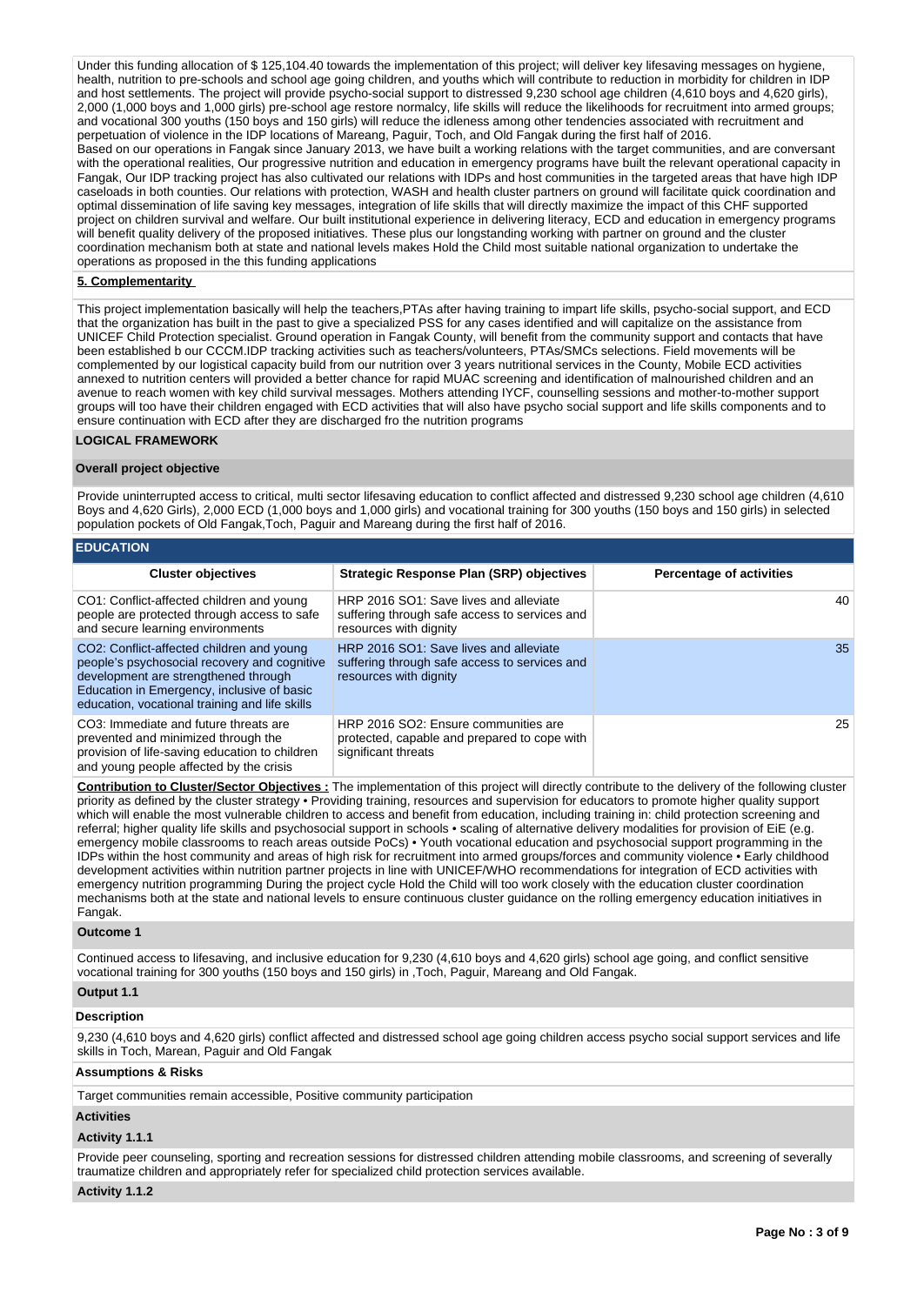Under this funding allocation of $ 125,104.40 towards the implementation of this project; will deliver key lifesaving messages on hygiene, health, nutrition to pre-schools and school age going children, and youths which will contribute to reduction in morbidity for children in IDP and host settlements. The project will provide psycho-social support to distressed 9,230 school age children (4,610 boys and 4,620 girls), 2,000 (1,000 boys and 1,000 girls) pre-school age restore normalcy, life skills will reduce the likelihoods for recruitment into armed groups; and vocational 300 youths (150 boys and 150 girls) will reduce the idleness among other tendencies associated with recruitment and perpetuation of violence in the IDP locations of Mareang, Paguir, Toch, and Old Fangak during the first half of 2016.
Based on our operations in Fangak since January 2013, we have built a working relations with the target communities, and are conversant with the operational realities, Our progressive nutrition and education in emergency programs have built the relevant operational capacity in Fangak, Our IDP tracking project has also cultivated our relations with IDPs and host communities in the targeted areas that have high IDP caseloads in both counties. Our relations with protection, WASH and health cluster partners on ground will facilitate quick coordination and optimal dissemination of life saving key messages, integration of life skills that will directly maximize the impact of this CHF supported project on children survival and welfare. Our built institutional experience in delivering literacy, ECD and education in emergency programs will benefit quality delivery of the proposed initiatives. These plus our longstanding working with partner on ground and the cluster coordination mechanism both at state and national levels makes Hold the Child most suitable national organization to undertake the operations as proposed in the this funding applications

**5. Complementarity**

This project implementation basically will help the teachers,PTAs after having training to impart life skills, psycho-social support, and ECD that the organization has built in the past to give a specialized PSS for any cases identified and will capitalize on the assistance from UNICEF Child Protection specialist. Ground operation in Fangak County, will benefit from the community support and contacts that have been established b our CCCM.IDP tracking activities such as teachers/volunteers, PTAs/SMCs selections. Field movements will be complemented by our logistical capacity build from our nutrition over 3 years nutritional services in the County, Mobile ECD activities annexed to nutrition centers will provided a better chance for rapid MUAC screening and identification of malnourished children and an avenue to reach women with key child survival messages. Mothers attending IYCF, counselling sessions and mother-to-mother support groups will too have their children engaged with ECD activities that will also have psycho social support and life skills components and to ensure continuation with ECD after they are discharged fro the nutrition programs

## LOGICAL FRAMEWORK

**Overall project objective**

Provide uninterrupted access to critical, multi sector lifesaving education to conflict affected and distressed 9,230 school age children (4,610 Boys and 4,620 Girls), 2,000 ECD (1,000 boys and 1,000 girls) and vocational training for 300 youths (150 boys and 150 girls) in selected population pockets of Old Fangak,Toch, Paguir and Mareang during the first half of 2016.

**EDUCATION**

| Cluster objectives | Strategic Response Plan (SRP) objectives | Percentage of activities |
|---|---|---|
| CO1: Conflict-affected children and young people are protected through access to safe and secure learning environments | HRP 2016 SO1: Save lives and alleviate suffering through safe access to services and resources with dignity | 40 |
| CO2: Conflict-affected children and young people's psychosocial recovery and cognitive development are strengthened through Education in Emergency, inclusive of basic education, vocational training and life skills | HRP 2016 SO1: Save lives and alleviate suffering through safe access to services and resources with dignity | 35 |
| CO3: Immediate and future threats are prevented and minimized through the provision of life-saving education to children and young people affected by the crisis | HRP 2016 SO2: Ensure communities are protected, capable and prepared to cope with significant threats | 25 |

**Contribution to Cluster/Sector Objectives :** The implementation of this project will directly contribute to the delivery of the following cluster priority as defined by the cluster strategy • Providing training, resources and supervision for educators to promote higher quality support which will enable the most vulnerable children to access and benefit from education, including training in: child protection screening and referral; higher quality life skills and psychosocial support in schools • scaling of alternative delivery modalities for provision of EiE (e.g. emergency mobile classrooms to reach areas outside PoCs) • Youth vocational education and psychosocial support programming in the IDPs within the host community and areas of high risk for recruitment into armed groups/forces and community violence • Early childhood development activities within nutrition partner projects in line with UNICEF/WHO recommendations for integration of ECD activities with emergency nutrition programming During the project cycle Hold the Child will too work closely with the education cluster coordination mechanisms both at the state and national levels to ensure continuous cluster guidance on the rolling emergency education initiatives in Fangak.

**Outcome 1**

Continued access to lifesaving, and inclusive education for 9,230 (4,610 boys and 4,620 girls) school age going, and conflict sensitive vocational training for 300 youths (150 boys and 150 girls) in ,Toch, Paguir, Mareang and Old Fangak.

**Output 1.1**

**Description**

9,230 (4,610 boys and 4,620 girls) conflict affected and distressed school age going children access psycho social support services and life skills in Toch, Marean, Paguir and Old Fangak

**Assumptions & Risks**

Target communities remain accessible, Positive community participation

**Activities**

**Activity 1.1.1**

Provide peer counseling, sporting and recreation sessions for distressed children attending mobile classrooms, and screening of severally traumatize children and appropriately refer for specialized child protection services available.

**Activity 1.1.2**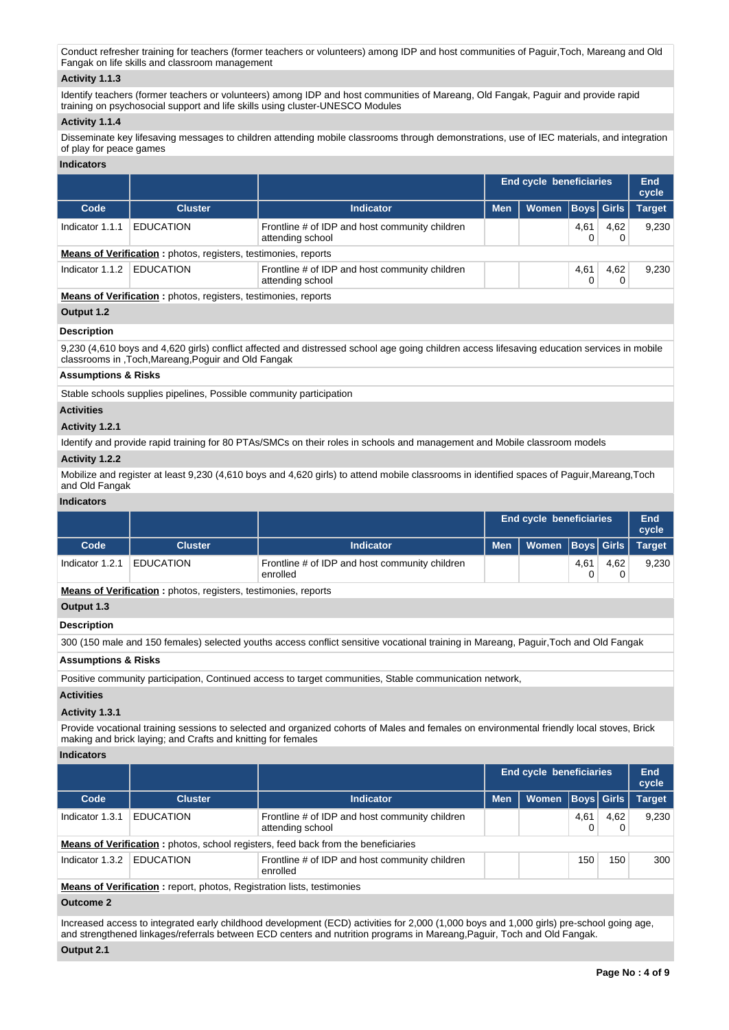Conduct refresher training for teachers (former teachers or volunteers) among IDP and host communities of Paguir,Toch, Mareang and Old Fangak on life skills and classroom management

**Activity 1.1.3**

Identify teachers (former teachers or volunteers) among IDP and host communities of Mareang, Old Fangak, Paguir and provide rapid training on psychosocial support and life skills using cluster-UNESCO Modules

**Activity 1.1.4**

Disseminate key lifesaving messages to children attending mobile classrooms through demonstrations, use of IEC materials, and integration of play for peace games

**Indicators**

| | | | End cycle beneficiaries | | | | End cycle |
|---|---|---|---|---|---|---|---|
| Code | Cluster | Indicator | Men | Women | Boys | Girls | Target |
| Indicator 1.1.1 | EDUCATION | Frontline # of IDP and host community children attending school | | | 4,610 | 4,620 | 9,230 |

**Means of Verification :** photos, registers, testimonies, reports

| Code | Cluster | Indicator | Men | Women | Boys | Girls | Target |
|---|---|---|---|---|---|---|---|
| Indicator 1.1.2 | EDUCATION | Frontline # of IDP and host community children attending school | | | 4,610 | 4,620 | 9,230 |

**Means of Verification :** photos, registers, testimonies, reports

**Output 1.2**

**Description**

9,230 (4,610 boys and 4,620 girls) conflict affected and distressed school age going children access lifesaving education services in mobile classrooms in ,Toch,Mareang,Poguir and Old Fangak

**Assumptions & Risks**

Stable schools supplies pipelines, Possible community participation

**Activities**

**Activity 1.2.1**

Identify and provide rapid training for 80 PTAs/SMCs on their roles in schools and management and Mobile classroom models

**Activity 1.2.2**

Mobilize and register at least 9,230 (4,610 boys and 4,620 girls) to attend mobile classrooms in identified spaces of Paguir,Mareang,Toch and Old Fangak

**Indicators**

| | | | End cycle beneficiaries | | | | End cycle |
|---|---|---|---|---|---|---|---|
| Code | Cluster | Indicator | Men | Women | Boys | Girls | Target |
| Indicator 1.2.1 | EDUCATION | Frontline # of IDP and host community children enrolled | | | 4,610 | 4,620 | 9,230 |

**Means of Verification :** photos, registers, testimonies, reports

**Output 1.3**

**Description**

300 (150 male and 150 females) selected youths access conflict sensitive vocational training in Mareang, Paguir,Toch and Old Fangak

**Assumptions & Risks**

Positive community participation, Continued access to target communities, Stable communication network,

**Activities**

**Activity 1.3.1**

Provide vocational training sessions to selected and organized cohorts of Males and females on environmental friendly local stoves, Brick making and brick laying; and Crafts and knitting for females

**Indicators**

| | | | End cycle beneficiaries | | | | End cycle |
|---|---|---|---|---|---|---|---|
| Code | Cluster | Indicator | Men | Women | Boys | Girls | Target |
| Indicator 1.3.1 | EDUCATION | Frontline # of IDP and host community children attending school | | | 4,610 | 4,620 | 9,230 |

**Means of Verification :** photos, school registers, feed back from the beneficiaries

| Code | Cluster | Indicator | Men | Women | Boys | Girls | Target |
|---|---|---|---|---|---|---|---|
| Indicator 1.3.2 | EDUCATION | Frontline # of IDP and host community children enrolled | | | 150 | 150 | 300 |

**Means of Verification :** report, photos, Registration lists, testimonies

**Outcome 2**

Increased access to integrated early childhood development (ECD) activities for 2,000 (1,000 boys and 1,000 girls) pre-school going age, and strengthened linkages/referrals between ECD centers and nutrition programs in Mareang,Paguir, Toch and Old Fangak.

**Output 2.1**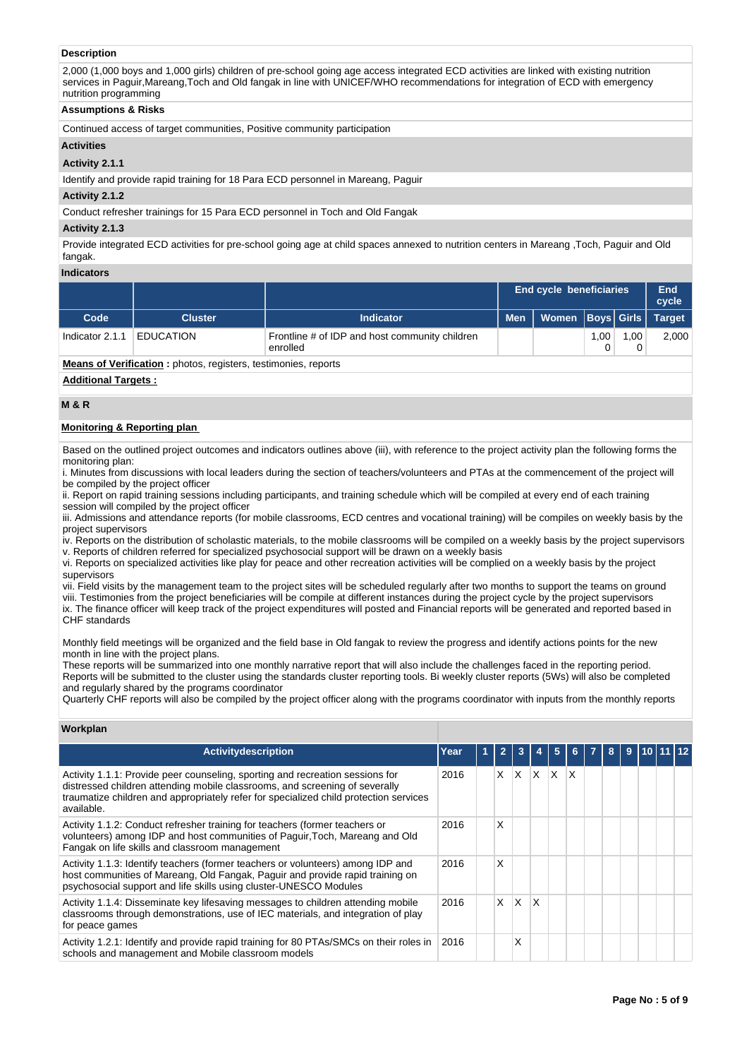**Description**

2,000 (1,000 boys and 1,000 girls) children of pre-school going age access integrated ECD activities are linked with existing nutrition services in Paguir,Mareang,Toch and Old fangak in line with UNICEF/WHO recommendations for integration of ECD with emergency nutrition programming

**Assumptions & Risks**

Continued access of target communities, Positive community participation

**Activities**

**Activity 2.1.1**

Identify and provide rapid training for 18 Para ECD personnel in Mareang, Paguir

**Activity 2.1.2**

Conduct refresher trainings for 15 Para ECD personnel in Toch and Old Fangak

**Activity 2.1.3**

Provide integrated ECD activities for pre-school going age at child spaces annexed to nutrition centers in Mareang ,Toch, Paguir and Old fangak.

**Indicators**

| | | | End cycle beneficiaries | | | | End cycle |
|---|---|---|---|---|---|---|---|
| **Code** | **Cluster** | **Indicator** | **Men** | **Women** | **Boys** | **Girls** | **Target** |
| Indicator 2.1.1 | EDUCATION | Frontline # of IDP and host community children enrolled | | | 1,000 | 1,000 | 2,000 |

**Means of Verification :** photos, registers, testimonies, reports

**Additional Targets :**

**M & R**

**Monitoring & Reporting plan**

Based on the outlined project outcomes and indicators outlines above (iii), with reference to the project activity plan the following forms the monitoring plan:
i. Minutes from discussions with local leaders during the section of teachers/volunteers and PTAs at the commencement of the project will be compiled by the project officer
ii. Report on rapid training sessions including participants, and training schedule which will be compiled at every end of each training session will compiled by the project officer
iii. Admissions and attendance reports (for mobile classrooms, ECD centres and vocational training) will be compiles on weekly basis by the project supervisors
iv. Reports on the distribution of scholastic materials, to the mobile classrooms will be compiled on a weekly basis by the project supervisors
v. Reports of children referred for specialized psychosocial support will be drawn on a weekly basis
vi. Reports on specialized activities like play for peace and other recreation activities will be complied on a weekly basis by the project supervisors
vii. Field visits by the management team to the project sites will be scheduled regularly after two months to support the teams on ground
viii. Testimonies from the project beneficiaries will be compile at different instances during the project cycle by the project supervisors
ix. The finance officer will keep track of the project expenditures will posted and Financial reports will be generated and reported based in CHF standards

Monthly field meetings will be organized and the field base in Old fangak to review the progress and identify actions points for the new month in line with the project plans.
These reports will be summarized into one monthly narrative report that will also include the challenges faced in the reporting period. Reports will be submitted to the cluster using the standards cluster reporting tools. Bi weekly cluster reports (5Ws) will also be completed and regularly shared by the programs coordinator
Quarterly CHF reports will also be compiled by the project officer along with the programs coordinator with inputs from the monthly reports

**Workplan**

| Activitydescription | Year | 1 | 2 | 3 | 4 | 5 | 6 | 7 | 8 | 9 | 10 | 11 | 12 |
|---|---|---|---|---|---|---|---|---|---|---|---|---|---|
| Activity 1.1.1: Provide peer counseling, sporting and recreation sessions for distressed children attending mobile classrooms, and screening of severally traumatize children and appropriately refer for specialized child protection services available. | 2016 | | X | X | X | X | X | | | | | | |
| Activity 1.1.2: Conduct refresher training for teachers (former teachers or volunteers) among IDP and host communities of Paguir,Toch, Mareang and Old Fangak on life skills and classroom management | 2016 | | X | | | | | | | | | | |
| Activity 1.1.3: Identify teachers (former teachers or volunteers) among IDP and host communities of Mareang, Old Fangak, Paguir and provide rapid training on psychosocial support and life skills using cluster-UNESCO Modules | 2016 | | X | | | | | | | | | | |
| Activity 1.1.4: Disseminate key lifesaving messages to children attending mobile classrooms through demonstrations, use of IEC materials, and integration of play for peace games | 2016 | | X | X | X | | | | | | | | |
| Activity 1.2.1: Identify and provide rapid training for 80 PTAs/SMCs on their roles in schools and management and Mobile classroom models | 2016 | | | X | | | | | | | | | |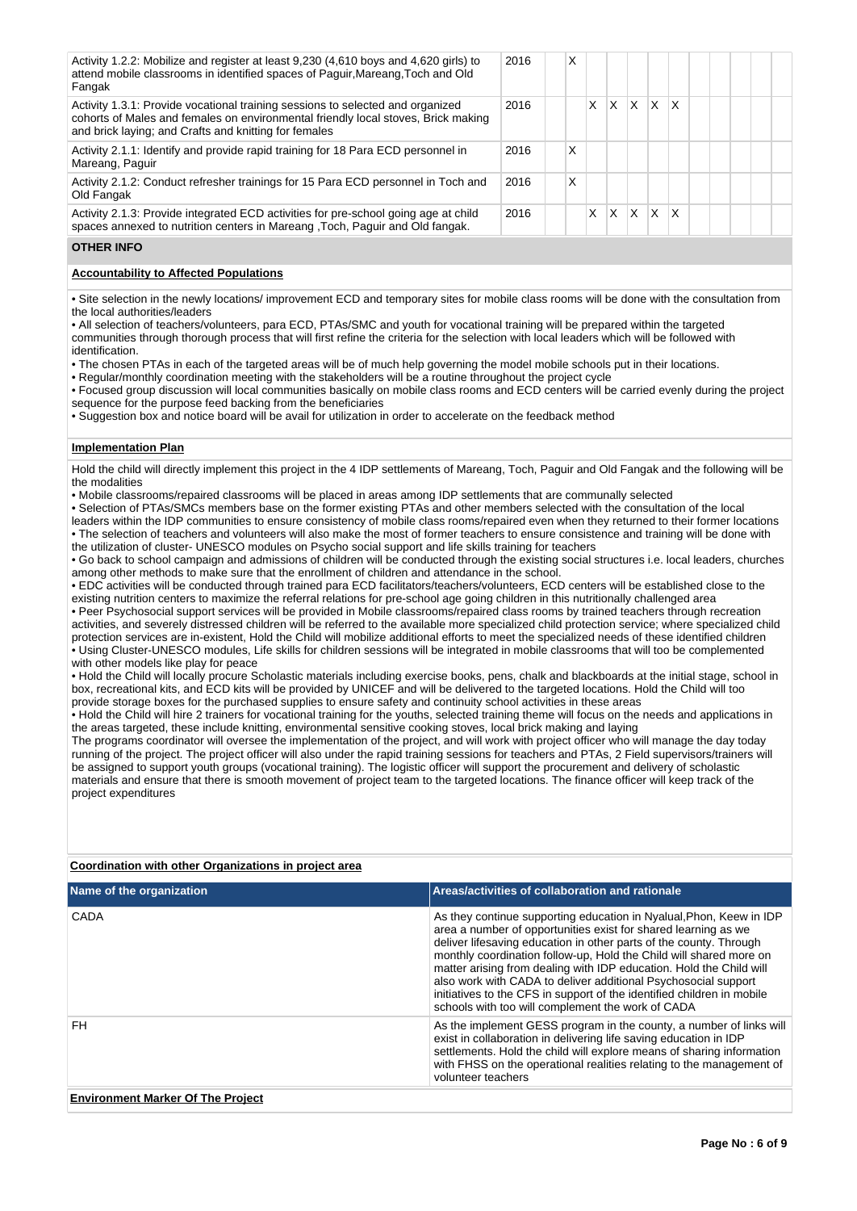| Activity 1.2.2: Mobilize and register at least 9,230 (4,610 boys and 4,620 girls) to attend mobile classrooms in identified spaces of Paguir,Mareang,Toch and Old Fangak | 2016 | | X | | | | | | | | | | |
|---|---|---|---|---|---|---|---|---|---|---|---|---|---|
| Activity 1.3.1: Provide vocational training sessions to selected and organized cohorts of Males and females on environmental friendly local stoves, Brick making and brick laying; and Crafts and knitting for females | 2016 | | | X | X | X | X | X | | | | | |
| Activity 2.1.1: Identify and provide rapid training for 18 Para ECD personnel in Mareang, Paguir | 2016 | | X | | | | | | | | | | |
| Activity 2.1.2: Conduct refresher trainings for 15 Para ECD personnel in Toch and Old Fangak | 2016 | | X | | | | | | | | | | |
| Activity 2.1.3: Provide integrated ECD activities for pre-school going age at child spaces annexed to nutrition centers in Mareang ,Toch, Paguir and Old fangak. | 2016 | | | X | X | X | X | X | | | | | |

## OTHER INFO

**Accountability to Affected Populations**

• Site selection in the newly locations/ improvement ECD and temporary sites for mobile class rooms will be done with the consultation from the local authorities/leaders
• All selection of teachers/volunteers, para ECD, PTAs/SMC and youth for vocational training will be prepared within the targeted communities through thorough process that will first refine the criteria for the selection with local leaders which will be followed with identification.
• The chosen PTAs in each of the targeted areas will be of much help governing the model mobile schools put in their locations.
• Regular/monthly coordination meeting with the stakeholders will be a routine throughout the project cycle
• Focused group discussion will local communities basically on mobile class rooms and ECD centers will be carried evenly during the project sequence for the purpose feed backing from the beneficiaries
• Suggestion box and notice board will be avail for utilization in order to accelerate on the feedback method

**Implementation Plan**

Hold the child will directly implement this project in the 4 IDP settlements of Mareang, Toch, Paguir and Old Fangak and the following will be the modalities
• Mobile classrooms/repaired classrooms will be placed in areas among IDP settlements that are communally selected
• Selection of PTAs/SMCs members base on the former existing PTAs and other members selected with the consultation of the local leaders within the IDP communities to ensure consistency of mobile class rooms/repaired even when they returned to their former locations
• The selection of teachers and volunteers will also make the most of former teachers to ensure consistence and training will be done with the utilization of cluster- UNESCO modules on Psycho social support and life skills training for teachers
• Go back to school campaign and admissions of children will be conducted through the existing social structures i.e. local leaders, churches among other methods to make sure that the enrollment of children and attendance in the school.
• EDC activities will be conducted through trained para ECD facilitators/teachers/volunteers, ECD centers will be established close to the existing nutrition centers to maximize the referral relations for pre-school age going children in this nutritionally challenged area
• Peer Psychosocial support services will be provided in Mobile classrooms/repaired class rooms by trained teachers through recreation activities, and severely distressed children will be referred to the available more specialized child protection service; where specialized child protection services are in-existent, Hold the Child will mobilize additional efforts to meet the specialized needs of these identified children
• Using Cluster-UNESCO modules, Life skills for children sessions will be integrated in mobile classrooms that will too be complemented with other models like play for peace
• Hold the Child will locally procure Scholastic materials including exercise books, pens, chalk and blackboards at the initial stage, school in box, recreational kits, and ECD kits will be provided by UNICEF and will be delivered to the targeted locations. Hold the Child will too provide storage boxes for the purchased supplies to ensure safety and continuity school activities in these areas
• Hold the Child will hire 2 trainers for vocational training for the youths, selected training theme will focus on the needs and applications in the areas targeted, these include knitting, environmental sensitive cooking stoves, local brick making and laying
The programs coordinator will oversee the implementation of the project, and will work with project officer who will manage the day today running of the project. The project officer will also under the rapid training sessions for teachers and PTAs, 2 Field supervisors/trainers will be assigned to support youth groups (vocational training). The logistic officer will support the procurement and delivery of scholastic materials and ensure that there is smooth movement of project team to the targeted locations. The finance officer will keep track of the project expenditures

**Coordination with other Organizations in project area**

| Name of the organization | Areas/activities of collaboration and rationale |
|---|---|
| CADA | As they continue supporting education in Nyalual,Phon, Keew in IDP area a number of opportunities exist for shared learning as we deliver lifesaving education in other parts of the county. Through monthly coordination follow-up, Hold the Child will shared more on matter arising from dealing with IDP education. Hold the Child will also work with CADA to deliver additional Psychosocial support initiatives to the CFS in support of the identified children in mobile schools with too will complement the work of CADA |
| FH | As the implement GESS program in the county, a number of links will exist in collaboration in delivering life saving education in IDP settlements. Hold the child will explore means of sharing information with FHSS on the operational realities relating to the management of volunteer teachers |

**Environment Marker Of The Project**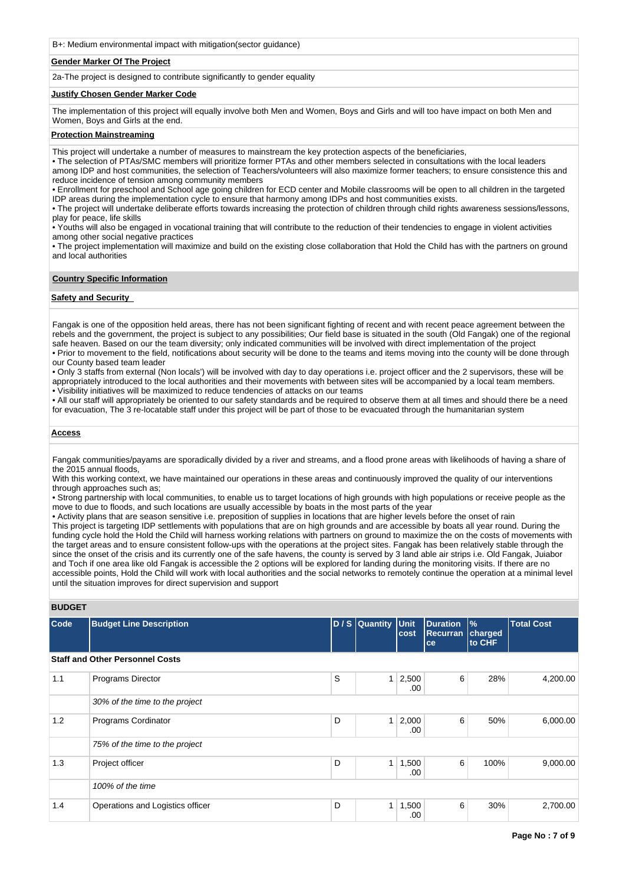B+: Medium environmental impact with mitigation(sector guidance)

**Gender Marker Of The Project**

2a-The project is designed to contribute significantly to gender equality

**Justify Chosen Gender Marker Code**

The implementation of this project will equally involve both Men and Women, Boys and Girls and will too have impact on both Men and Women, Boys and Girls at the end.

**Protection Mainstreaming**

This project will undertake a number of measures to mainstream the key protection aspects of the beneficiaries,
• The selection of PTAs/SMC members will prioritize former PTAs and other members selected in consultations with the local leaders among IDP and host communities, the selection of Teachers/volunteers will also maximize former teachers; to ensure consistence this and reduce incidence of tension among community members
• Enrollment for preschool and School age going children for ECD center and Mobile classrooms will be open to all children in the targeted IDP areas during the implementation cycle to ensure that harmony among IDPs and host communities exists.
• The project will undertake deliberate efforts towards increasing the protection of children through child rights awareness sessions/lessons, play for peace, life skills
• Youths will also be engaged in vocational training that will contribute to the reduction of their tendencies to engage in violent activities among other social negative practices
• The project implementation will maximize and build on the existing close collaboration that Hold the Child has with the partners on ground and local authorities

**Country Specific Information**

**Safety and Security**

Fangak is one of the opposition held areas, there has not been significant fighting of recent and with recent peace agreement between the rebels and the government, the project is subject to any possibilities; Our field base is situated in the south (Old Fangak) one of the regional safe heaven. Based on our the team diversity; only indicated communities will be involved with direct implementation of the project
• Prior to movement to the field, notifications about security will be done to the teams and items moving into the county will be done through our County based team leader
• Only 3 staffs from external (Non locals') will be involved with day to day operations i.e. project officer and the 2 supervisors, these will be appropriately introduced to the local authorities and their movements with between sites will be accompanied by a local team members.
• Visibility initiatives will be maximized to reduce tendencies of attacks on our teams
• All our staff will appropriately be oriented to our safety standards and be required to observe them at all times and should there be a need for evacuation, The 3 re-locatable staff under this project will be part of those to be evacuated through the humanitarian system

**Access**

Fangak communities/payams are sporadically divided by a river and streams, and a flood prone areas with likelihoods of having a share of the 2015 annual floods,
With this working context, we have maintained our operations in these areas and continuously improved the quality of our interventions through approaches such as;
• Strong partnership with local communities, to enable us to target locations of high grounds with high populations or receive people as the move to due to floods, and such locations are usually accessible by boats in the most parts of the year
• Activity plans that are season sensitive i.e. preposition of supplies in locations that are higher levels before the onset of rain
This project is targeting IDP settlements with populations that are on high grounds and are accessible by boats all year round. During the funding cycle hold the Hold the Child will harness working relations with partners on ground to maximize the on the costs of movements with the target areas and to ensure consistent follow-ups with the operations at the project sites. Fangak has been relatively stable through the since the onset of the crisis and its currently one of the safe havens, the county is served by 3 land able air strips i.e. Old Fangak, Juiabor and Toch if one area like old Fangak is accessible the 2 options will be explored for landing during the monitoring visits. If there are no accessible points, Hold the Child will work with local authorities and the social networks to remotely continue the operation at a minimal level until the situation improves for direct supervision and support

**BUDGET**

| Code | Budget Line Description | D / S | Quantity | Unit cost | Duration Recurrance | % charged to CHF | Total Cost |
|---|---|---|---|---|---|---|---|
| **Staff and Other Personnel Costs** | | | | | | | |
| 1.1 | Programs Director | S | 1 | 2,500.00 | 6 | 28% | 4,200.00 |
| | *30% of the time to the project* | | | | | | |
| 1.2 | Programs Cordinator | D | 1 | 2,000.00 | 6 | 50% | 6,000.00 |
| | *75% of the time to the project* | | | | | | |
| 1.3 | Project officer | D | 1 | 1,500.00 | 6 | 100% | 9,000.00 |
| | *100% of the time* | | | | | | |
| 1.4 | Operations and Logistics officer | D | 1 | 1,500.00 | 6 | 30% | 2,700.00 |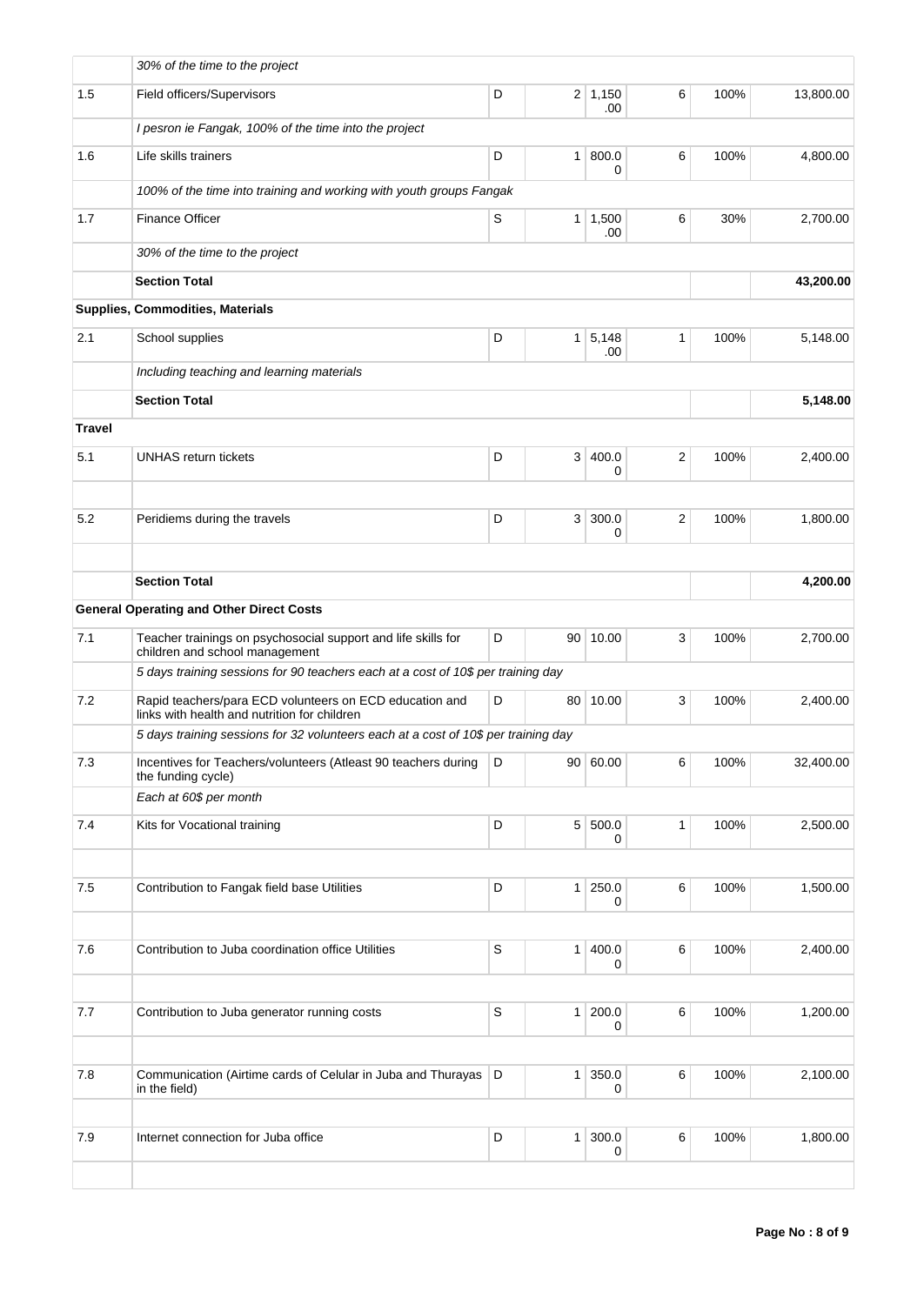| | | | | | | | |
|---|---|---|---|---|---|---|---|
| | *30% of the time to the project* | | | | | | |
| 1.5 | Field officers/Supervisors | D | 2 | 1,150.00 | 6 | 100% | 13,800.00 |
| | *I pesron ie Fangak, 100% of the time into the project* | | | | | | |
| 1.6 | Life skills trainers | D | 1 | 800.00 | 6 | 100% | 4,800.00 |
| | *100% of the time into training and working with youth groups Fangak* | | | | | | |
| 1.7 | Finance Officer | S | 1 | 1,500.00 | 6 | 30% | 2,700.00 |
| | *30% of the time to the project* | | | | | | |
| | **Section Total** | | | | | | **43,200.00** |
| **Supplies, Commodities, Materials** | | | | | | | |
| 2.1 | School supplies | D | 1 | 5,148.00 | 1 | 100% | 5,148.00 |
| | *Including teaching and learning materials* | | | | | | |
| | **Section Total** | | | | | | **5,148.00** |
| **Travel** | | | | | | | |
| 5.1 | UNHAS return tickets | D | 3 | 400.00 | 2 | 100% | 2,400.00 |
| | | | | | | | |
| 5.2 | Peridiems during the travels | D | 3 | 300.00 | 2 | 100% | 1,800.00 |
| | | | | | | | |
| | **Section Total** | | | | | | **4,200.00** |
| **General Operating and Other Direct Costs** | | | | | | | |
| 7.1 | Teacher trainings on psychosocial support and life skills for children and school management | D | 90 | 10.00 | 3 | 100% | 2,700.00 |
| | *5 days training sessions for 90 teachers each at a cost of 10$ per training day* | | | | | | |
| 7.2 | Rapid teachers/para ECD volunteers on ECD education and links with health and nutrition for children | D | 80 | 10.00 | 3 | 100% | 2,400.00 |
| | *5 days training sessions for 32 volunteers each at a cost of 10$ per training day* | | | | | | |
| 7.3 | Incentives for Teachers/volunteers (Atleast 90 teachers during the funding cycle) | D | 90 | 60.00 | 6 | 100% | 32,400.00 |
| | *Each at 60$ per month* | | | | | | |
| 7.4 | Kits for Vocational training | D | 5 | 500.00 | 1 | 100% | 2,500.00 |
| | | | | | | | |
| 7.5 | Contribution to Fangak field base Utilities | D | 1 | 250.00 | 6 | 100% | 1,500.00 |
| | | | | | | | |
| 7.6 | Contribution to Juba coordination office Utilities | S | 1 | 400.00 | 6 | 100% | 2,400.00 |
| | | | | | | | |
| 7.7 | Contribution to Juba generator running costs | S | 1 | 200.00 | 6 | 100% | 1,200.00 |
| | | | | | | | |
| 7.8 | Communication (Airtime cards of Celular in Juba and Thurayas in the field) | D | 1 | 350.00 | 6 | 100% | 2,100.00 |
| | | | | | | | |
| 7.9 | Internet connection for Juba office | D | 1 | 300.00 | 6 | 100% | 1,800.00 |
| | | | | | | | |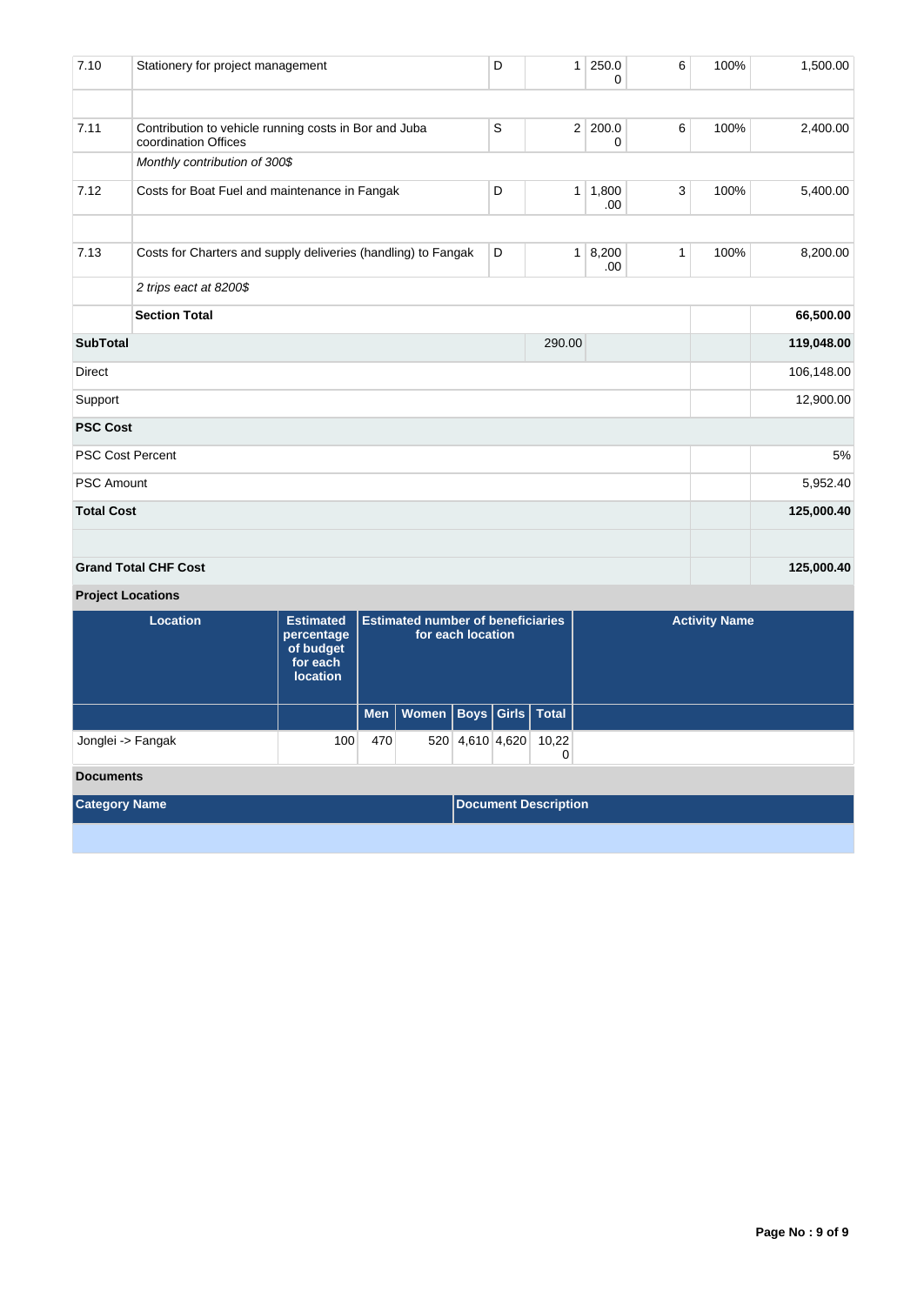| | | | | | | | |
|---|---|---|---|---|---|---|---|
| 7.10 | Stationery for project management | D | 1 | 250.00 | 6 | 100% | 1,500.00 |
| | | | | | | | |
| 7.11 | Contribution to vehicle running costs in Bor and Juba coordination Offices | S | 2 | 200.00 | 6 | 100% | 2,400.00 |
| | *Monthly contribution of 300$* | | | | | | |
| 7.12 | Costs for Boat Fuel and maintenance in Fangak | D | 1 | 1,800.00 | 3 | 100% | 5,400.00 |
| | | | | | | | |
| 7.13 | Costs for Charters and supply deliveries (handling) to Fangak | D | 1 | 8,200.00 | 1 | 100% | 8,200.00 |
| | *2 trips eact at 8200$* | | | | | | |
| | **Section Total** | | | | | | **66,500.00** |
| **SubTotal** | | | 290.00 | | | | **119,048.00** |
| Direct | | | | | | | 106,148.00 |
| Support | | | | | | | 12,900.00 |
| **PSC Cost** | | | | | | | |
| PSC Cost Percent | | | | | | | 5% |
| PSC Amount | | | | | | | 5,952.40 |
| **Total Cost** | | | | | | | **125,000.40** |
| | | | | | | | |
| **Grand Total CHF Cost** | | | | | | | **125,000.40** |

**Project Locations**

| Location | Estimated percentage of budget for each location | Estimated number of beneficiaries for each location | | | | | Activity Name |
|---|---|---|---|---|---|---|---|
| | | Men | Women | Boys | Girls | Total | |
| Jonglei -> Fangak | 100 | 470 | 520 | 4,610 | 4,620 | 10,220 | |

**Documents**

| Category Name | Document Description |
|---|---|
| | |